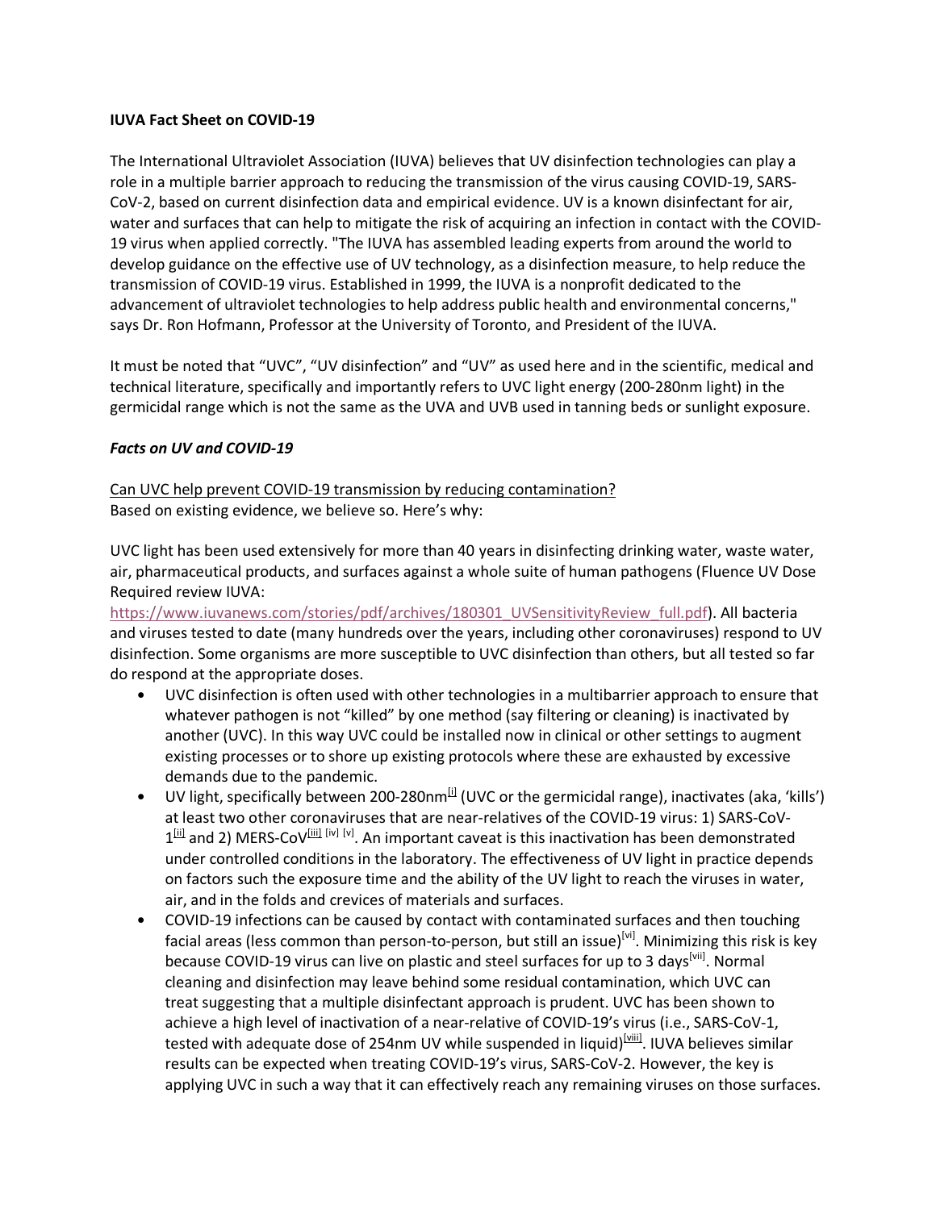**IUVA Fact Sheet on COVID-19**

The International Ultraviolet Association (IUVA) believes that UV disinfection technologies can play a role in a multiple barrier approach to reducing the transmission of the virus causing COVID-19, SARS-CoV-2, based on current disinfection data and empirical evidence. UV is a known disinfectant for air, water and surfaces that can help to mitigate the risk of acquiring an infection in contact with the COVID-19 virus when applied correctly. "The IUVA has assembled leading experts from around the world to develop guidance on the effective use of UV technology, as a disinfection measure, to help reduce the transmission of COVID-19 virus. Established in 1999, the IUVA is a nonprofit dedicated to the advancement of ultraviolet technologies to help address public health and environmental concerns," says Dr. Ron Hofmann, Professor at the University of Toronto, and President of the IUVA.

It must be noted that "UVC", "UV disinfection" and "UV" as used here and in the scientific, medical and technical literature, specifically and importantly refers to UVC light energy (200-280nm light) in the germicidal range which is not the same as the UVA and UVB used in tanning beds or sunlight exposure.

***Facts on UV and COVID-19***

Can UVC help prevent COVID-19 transmission by reducing contamination?
Based on existing evidence, we believe so. Here's why:

UVC light has been used extensively for more than 40 years in disinfecting drinking water, waste water, air, pharmaceutical products, and surfaces against a whole suite of human pathogens (Fluence UV Dose Required review IUVA: https://www.iuvanews.com/stories/pdf/archives/180301_UVSensitivityReview_full.pdf). All bacteria and viruses tested to date (many hundreds over the years, including other coronaviruses) respond to UV disinfection. Some organisms are more susceptible to UVC disinfection than others, but all tested so far do respond at the appropriate doses.

- UVC disinfection is often used with other technologies in a multibarrier approach to ensure that whatever pathogen is not "killed" by one method (say filtering or cleaning) is inactivated by another (UVC). In this way UVC could be installed now in clinical or other settings to augment existing processes or to shore up existing protocols where these are exhausted by excessive demands due to the pandemic.
- UV light, specifically between 200-280nm[i] (UVC or the germicidal range), inactivates (aka, 'kills') at least two other coronaviruses that are near-relatives of the COVID-19 virus: 1) SARS-CoV-1[ii] and 2) MERS-CoV[iii] [iv] [v]. An important caveat is this inactivation has been demonstrated under controlled conditions in the laboratory. The effectiveness of UV light in practice depends on factors such the exposure time and the ability of the UV light to reach the viruses in water, air, and in the folds and crevices of materials and surfaces.
- COVID-19 infections can be caused by contact with contaminated surfaces and then touching facial areas (less common than person-to-person, but still an issue)[vi]. Minimizing this risk is key because COVID-19 virus can live on plastic and steel surfaces for up to 3 days[vii]. Normal cleaning and disinfection may leave behind some residual contamination, which UVC can treat suggesting that a multiple disinfectant approach is prudent. UVC has been shown to achieve a high level of inactivation of a near-relative of COVID-19's virus (i.e., SARS-CoV-1, tested with adequate dose of 254nm UV while suspended in liquid)[viii]. IUVA believes similar results can be expected when treating COVID-19's virus, SARS-CoV-2. However, the key is applying UVC in such a way that it can effectively reach any remaining viruses on those surfaces.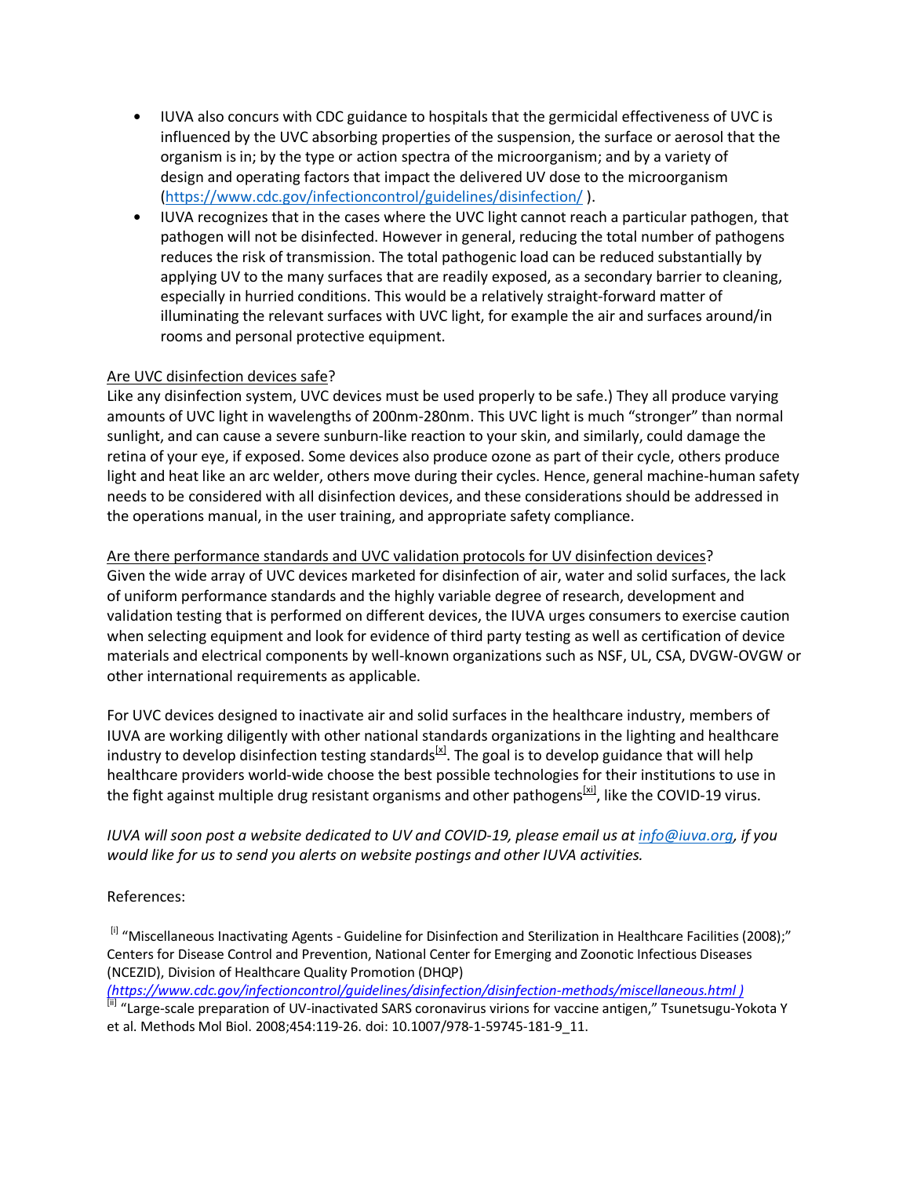- IUVA also concurs with CDC guidance to hospitals that the germicidal effectiveness of UVC is influenced by the UVC absorbing properties of the suspension, the surface or aerosol that the organism is in; by the type or action spectra of the microorganism; and by a variety of design and operating factors that impact the delivered UV dose to the microorganism (https://www.cdc.gov/infectioncontrol/guidelines/disinfection/ ).
- IUVA recognizes that in the cases where the UVC light cannot reach a particular pathogen, that pathogen will not be disinfected. However in general, reducing the total number of pathogens reduces the risk of transmission. The total pathogenic load can be reduced substantially by applying UV to the many surfaces that are readily exposed, as a secondary barrier to cleaning, especially in hurried conditions. This would be a relatively straight-forward matter of illuminating the relevant surfaces with UVC light, for example the air and surfaces around/in rooms and personal protective equipment.

<u>Are UVC disinfection devices safe</u>?
Like any disinfection system, UVC devices must be used properly to be safe.) They all produce varying amounts of UVC light in wavelengths of 200nm-280nm. This UVC light is much "stronger" than normal sunlight, and can cause a severe sunburn-like reaction to your skin, and similarly, could damage the retina of your eye, if exposed. Some devices also produce ozone as part of their cycle, others produce light and heat like an arc welder, others move during their cycles. Hence, general machine-human safety needs to be considered with all disinfection devices, and these considerations should be addressed in the operations manual, in the user training, and appropriate safety compliance.

<u>Are there performance standards and UVC validation protocols for UV disinfection devices</u>?
Given the wide array of UVC devices marketed for disinfection of air, water and solid surfaces, the lack of uniform performance standards and the highly variable degree of research, development and validation testing that is performed on different devices, the IUVA urges consumers to exercise caution when selecting equipment and look for evidence of third party testing as well as certification of device materials and electrical components by well-known organizations such as NSF, UL, CSA, DVGW-OVGW or other international requirements as applicable.

For UVC devices designed to inactivate air and solid surfaces in the healthcare industry, members of IUVA are working diligently with other national standards organizations in the lighting and healthcare industry to develop disinfection testing standards[x]. The goal is to develop guidance that will help healthcare providers world-wide choose the best possible technologies for their institutions to use in the fight against multiple drug resistant organisms and other pathogens[xi], like the COVID-19 virus.

*IUVA will soon post a website dedicated to UV and COVID-19, please email us at info@iuva.org, if you would like for us to send you alerts on website postings and other IUVA activities.*

References:

[i] "Miscellaneous Inactivating Agents - Guideline for Disinfection and Sterilization in Healthcare Facilities (2008);" Centers for Disease Control and Prevention, National Center for Emerging and Zoonotic Infectious Diseases (NCEZID), Division of Healthcare Quality Promotion (DHQP) *(https://www.cdc.gov/infectioncontrol/guidelines/disinfection/disinfection-methods/miscellaneous.html )*

[ii] "Large-scale preparation of UV-inactivated SARS coronavirus virions for vaccine antigen," Tsunetsugu-Yokota Y et al. Methods Mol Biol. 2008;454:119-26. doi: 10.1007/978-1-59745-181-9_11.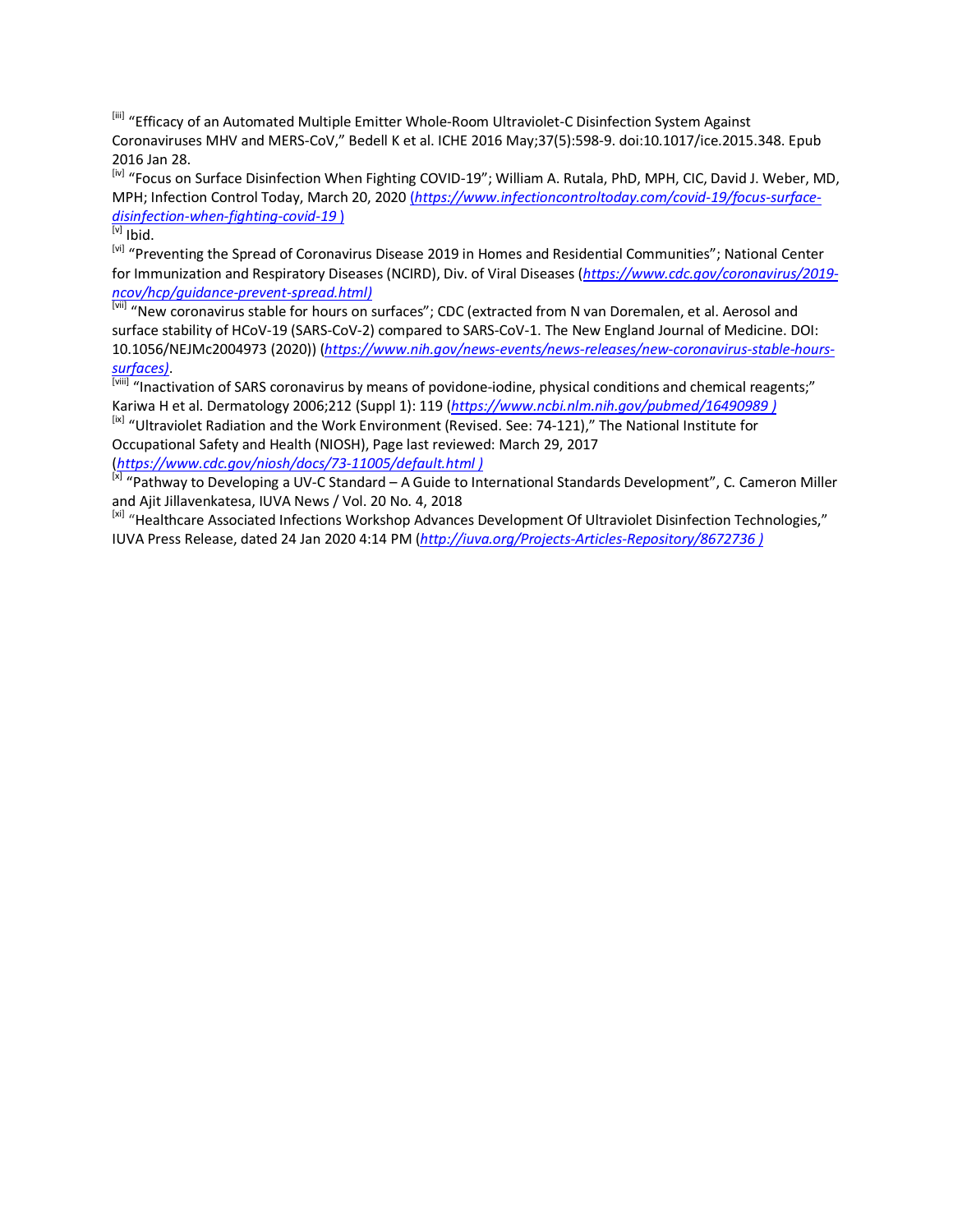[iii] "Efficacy of an Automated Multiple Emitter Whole-Room Ultraviolet-C Disinfection System Against Coronaviruses MHV and MERS-CoV," Bedell K et al. ICHE 2016 May;37(5):598-9. doi:10.1017/ice.2015.348. Epub 2016 Jan 28.

[iv] "Focus on Surface Disinfection When Fighting COVID-19"; William A. Rutala, PhD, MPH, CIC, David J. Weber, MD, MPH; Infection Control Today, March 20, 2020 (*https://www.infectioncontroltoday.com/covid-19/focus-surface-disinfection-when-fighting-covid-19* )

[v] Ibid.

[vi] "Preventing the Spread of Coronavirus Disease 2019 in Homes and Residential Communities"; National Center for Immunization and Respiratory Diseases (NCIRD), Div. of Viral Diseases (*https://www.cdc.gov/coronavirus/2019-ncov/hcp/guidance-prevent-spread.html)*

[vii] "New coronavirus stable for hours on surfaces"; CDC (extracted from N van Doremalen, et al. Aerosol and surface stability of HCoV-19 (SARS-CoV-2) compared to SARS-CoV-1. The New England Journal of Medicine. DOI: 10.1056/NEJMc2004973 (2020)) (*https://www.nih.gov/news-events/news-releases/new-coronavirus-stable-hours-surfaces)*.

[viii] "Inactivation of SARS coronavirus by means of povidone-iodine, physical conditions and chemical reagents;" Kariwa H et al. Dermatology 2006;212 (Suppl 1): 119 (*https://www.ncbi.nlm.nih.gov/pubmed/16490989 )*

[ix] "Ultraviolet Radiation and the Work Environment (Revised. See: 74-121)," The National Institute for Occupational Safety and Health (NIOSH), Page last reviewed: March 29, 2017 (*https://www.cdc.gov/niosh/docs/73-11005/default.html )*

[x] "Pathway to Developing a UV-C Standard – A Guide to International Standards Development", C. Cameron Miller and Ajit Jillavenkatesa, IUVA News / Vol. 20 No. 4, 2018

[xi] "Healthcare Associated Infections Workshop Advances Development Of Ultraviolet Disinfection Technologies," IUVA Press Release, dated 24 Jan 2020 4:14 PM (*http://iuva.org/Projects-Articles-Repository/8672736 )*